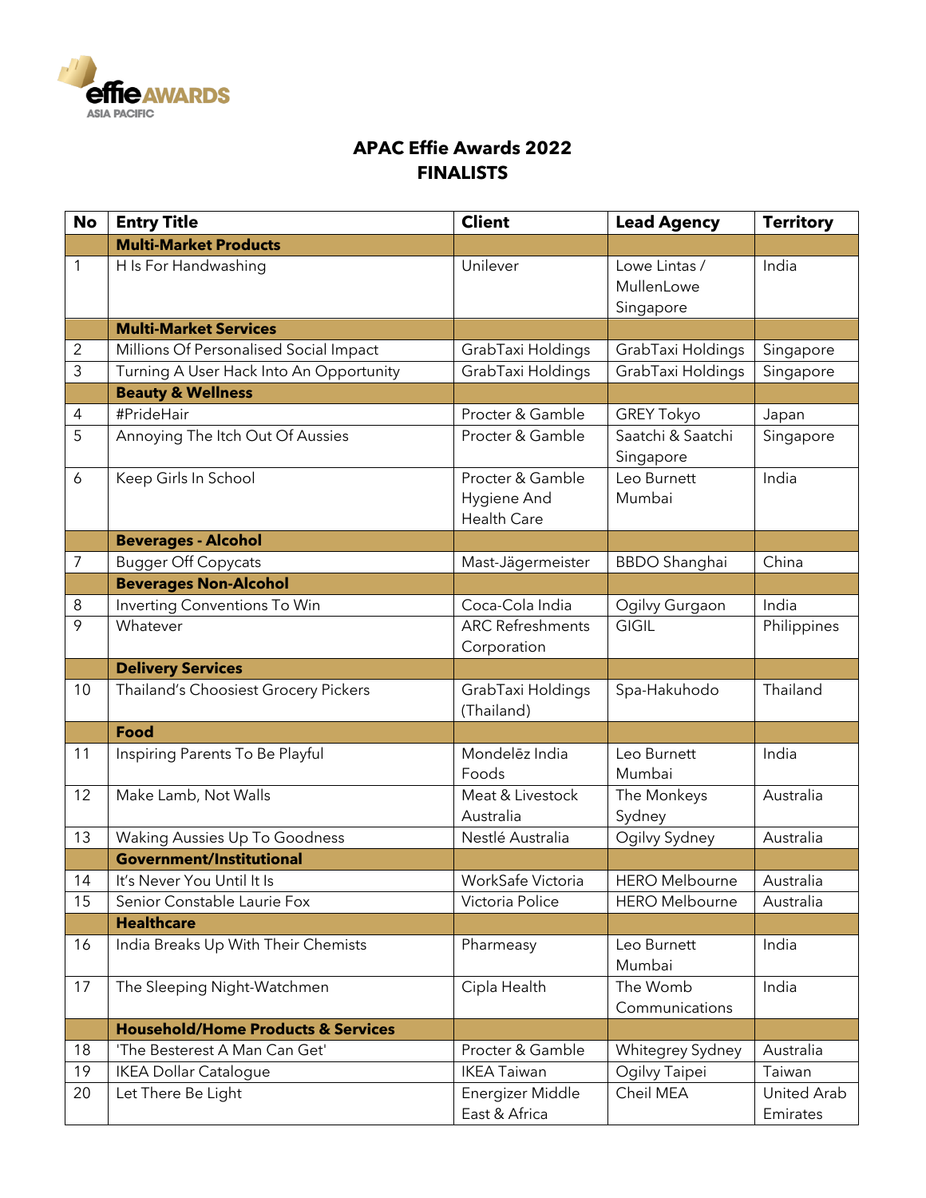# APAC Effie Awards 2022
# FINALISTS

| No | Entry Title | Client | Lead Agency | Territory |
|---|---|---|---|---|
| | **Multi-Market Products** | | | |
| 1 | H Is For Handwashing | Unilever | Lowe Lintas / MullenLowe Singapore | India |
| | **Multi-Market Services** | | | |
| 2 | Millions Of Personalised Social Impact | GrabTaxi Holdings | GrabTaxi Holdings | Singapore |
| 3 | Turning A User Hack Into An Opportunity | GrabTaxi Holdings | GrabTaxi Holdings | Singapore |
| | **Beauty & Wellness** | | | |
| 4 | #PrideHair | Procter & Gamble | GREY Tokyo | Japan |
| 5 | Annoying The Itch Out Of Aussies | Procter & Gamble | Saatchi & Saatchi Singapore | Singapore |
| 6 | Keep Girls In School | Procter & Gamble Hygiene And Health Care | Leo Burnett Mumbai | India |
| | **Beverages - Alcohol** | | | |
| 7 | Bugger Off Copycats | Mast-Jägermeister | BBDO Shanghai | China |
| | **Beverages Non-Alcohol** | | | |
| 8 | Inverting Conventions To Win | Coca-Cola India | Ogilvy Gurgaon | India |
| 9 | Whatever | ARC Refreshments Corporation | GIGIL | Philippines |
| | **Delivery Services** | | | |
| 10 | Thailand's Choosiest Grocery Pickers | GrabTaxi Holdings (Thailand) | Spa-Hakuhodo | Thailand |
| | **Food** | | | |
| 11 | Inspiring Parents To Be Playful | Mondelēz India Foods | Leo Burnett Mumbai | India |
| 12 | Make Lamb, Not Walls | Meat & Livestock Australia | The Monkeys Sydney | Australia |
| 13 | Waking Aussies Up To Goodness | Nestlé Australia | Ogilvy Sydney | Australia |
| | **Government/Institutional** | | | |
| 14 | It's Never You Until It Is | WorkSafe Victoria | HERO Melbourne | Australia |
| 15 | Senior Constable Laurie Fox | Victoria Police | HERO Melbourne | Australia |
| | **Healthcare** | | | |
| 16 | India Breaks Up With Their Chemists | Pharmeasy | Leo Burnett Mumbai | India |
| 17 | The Sleeping Night-Watchmen | Cipla Health | The Womb Communications | India |
| | **Household/Home Products & Services** | | | |
| 18 | 'The Besterest A Man Can Get' | Procter & Gamble | Whitegrey Sydney | Australia |
| 19 | IKEA Dollar Catalogue | IKEA Taiwan | Ogilvy Taipei | Taiwan |
| 20 | Let There Be Light | Energizer Middle East & Africa | Cheil MEA | United Arab Emirates |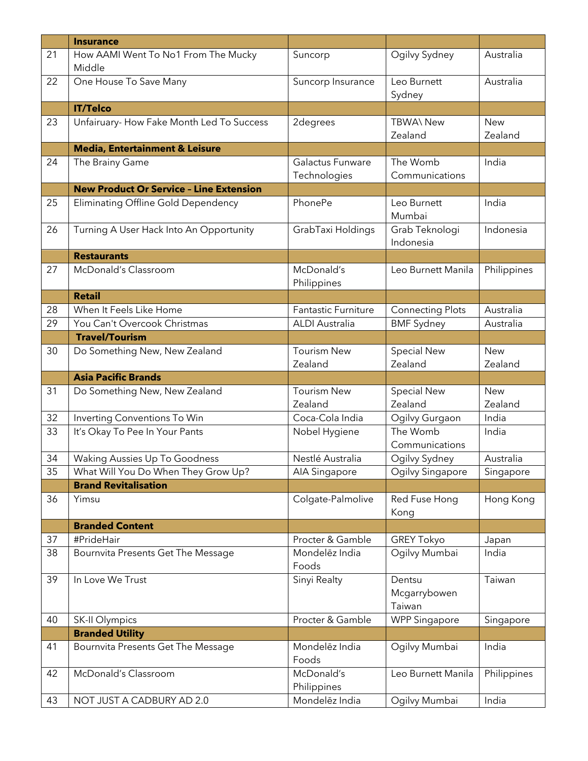| | Insurance | | | |
|---|---|---|---|---|
| 21 | How AAMI Went To No1 From The Mucky Middle | Suncorp | Ogilvy Sydney | Australia |
| 22 | One House To Save Many | Suncorp Insurance | Leo Burnett Sydney | Australia |
| | **IT/Telco** | | | |
| 23 | Unfairuary- How Fake Month Led To Success | 2degrees | TBWA\ New Zealand | New Zealand |
| | **Media, Entertainment & Leisure** | | | |
| 24 | The Brainy Game | Galactus Funware Technologies | The Womb Communications | India |
| | **New Product Or Service – Line Extension** | | | |
| 25 | Eliminating Offline Gold Dependency | PhonePe | Leo Burnett Mumbai | India |
| 26 | Turning A User Hack Into An Opportunity | GrabTaxi Holdings | Grab Teknologi Indonesia | Indonesia |
| | **Restaurants** | | | |
| 27 | McDonald's Classroom | McDonald's Philippines | Leo Burnett Manila | Philippines |
| | **Retail** | | | |
| 28 | When It Feels Like Home | Fantastic Furniture | Connecting Plots | Australia |
| 29 | You Can't Overcook Christmas | ALDI Australia | BMF Sydney | Australia |
| | **Travel/Tourism** | | | |
| 30 | Do Something New, New Zealand | Tourism New Zealand | Special New Zealand | New Zealand |
| | **Asia Pacific Brands** | | | |
| 31 | Do Something New, New Zealand | Tourism New Zealand | Special New Zealand | New Zealand |
| 32 | Inverting Conventions To Win | Coca-Cola India | Ogilvy Gurgaon | India |
| 33 | It's Okay To Pee In Your Pants | Nobel Hygiene | The Womb Communications | India |
| 34 | Waking Aussies Up To Goodness | Nestlé Australia | Ogilvy Sydney | Australia |
| 35 | What Will You Do When They Grow Up? | AIA Singapore | Ogilvy Singapore | Singapore |
| | **Brand Revitalisation** | | | |
| 36 | Yimsu | Colgate-Palmolive | Red Fuse Hong Kong | Hong Kong |
| | **Branded Content** | | | |
| 37 | #PrideHair | Procter & Gamble | GREY Tokyo | Japan |
| 38 | Bournvita Presents Get The Message | Mondelēz India Foods | Ogilvy Mumbai | India |
| 39 | In Love We Trust | Sinyi Realty | Dentsu Mcgarrybowen Taiwan | Taiwan |
| 40 | SK-II Olympics | Procter & Gamble | WPP Singapore | Singapore |
| | **Branded Utility** | | | |
| 41 | Bournvita Presents Get The Message | Mondelēz India Foods | Ogilvy Mumbai | India |
| 42 | McDonald's Classroom | McDonald's Philippines | Leo Burnett Manila | Philippines |
| 43 | NOT JUST A CADBURY AD 2.0 | Mondelēz India | Ogilvy Mumbai | India |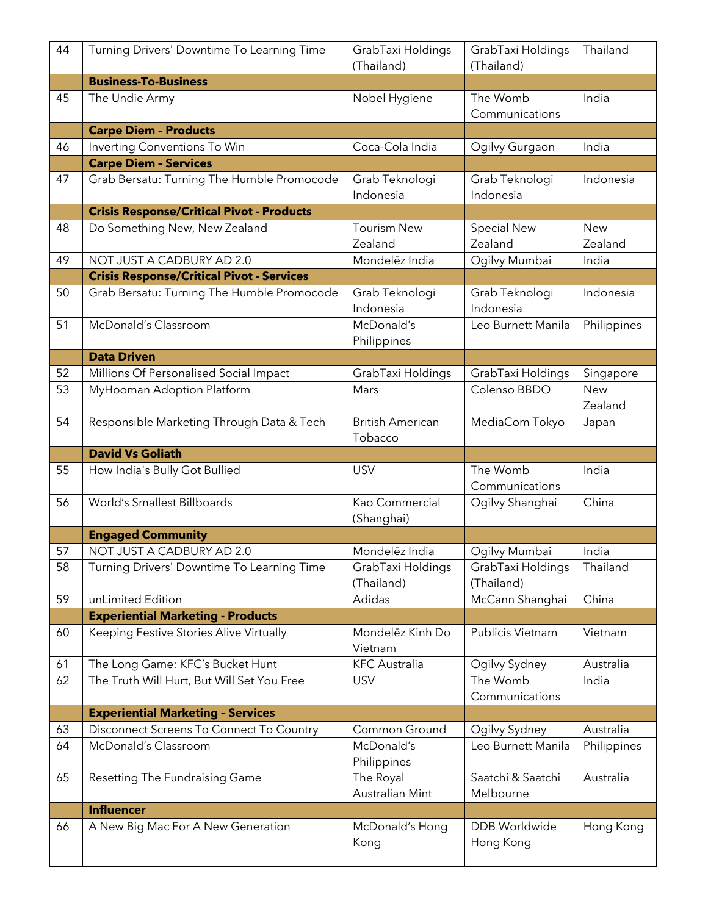| | | | | |
|---|---|---|---|---|
| 44 | Turning Drivers' Downtime To Learning Time | GrabTaxi Holdings (Thailand) | GrabTaxi Holdings (Thailand) | Thailand |
| | **Business-To-Business** | | | |
| 45 | The Undie Army | Nobel Hygiene | The Womb Communications | India |
| | **Carpe Diem – Products** | | | |
| 46 | Inverting Conventions To Win | Coca-Cola India | Ogilvy Gurgaon | India |
| | **Carpe Diem – Services** | | | |
| 47 | Grab Bersatu: Turning The Humble Promocode | Grab Teknologi Indonesia | Grab Teknologi Indonesia | Indonesia |
| | **Crisis Response/Critical Pivot - Products** | | | |
| 48 | Do Something New, New Zealand | Tourism New Zealand | Special New Zealand | New Zealand |
| 49 | NOT JUST A CADBURY AD 2.0 | Mondelēz India | Ogilvy Mumbai | India |
| | **Crisis Response/Critical Pivot - Services** | | | |
| 50 | Grab Bersatu: Turning The Humble Promocode | Grab Teknologi Indonesia | Grab Teknologi Indonesia | Indonesia |
| 51 | McDonald's Classroom | McDonald's Philippines | Leo Burnett Manila | Philippines |
| | **Data Driven** | | | |
| 52 | Millions Of Personalised Social Impact | GrabTaxi Holdings | GrabTaxi Holdings | Singapore |
| 53 | MyHooman Adoption Platform | Mars | Colenso BBDO | New Zealand |
| 54 | Responsible Marketing Through Data & Tech | British American Tobacco | MediaCom Tokyo | Japan |
| | **David Vs Goliath** | | | |
| 55 | How India's Bully Got Bullied | USV | The Womb Communications | India |
| 56 | World's Smallest Billboards | Kao Commercial (Shanghai) | Ogilvy Shanghai | China |
| | **Engaged Community** | | | |
| 57 | NOT JUST A CADBURY AD 2.0 | Mondelēz India | Ogilvy Mumbai | India |
| 58 | Turning Drivers' Downtime To Learning Time | GrabTaxi Holdings (Thailand) | GrabTaxi Holdings (Thailand) | Thailand |
| 59 | unLimited Edition | Adidas | McCann Shanghai | China |
| | **Experiential Marketing - Products** | | | |
| 60 | Keeping Festive Stories Alive Virtually | Mondelēz Kinh Do Vietnam | Publicis Vietnam | Vietnam |
| 61 | The Long Game: KFC's Bucket Hunt | KFC Australia | Ogilvy Sydney | Australia |
| 62 | The Truth Will Hurt, But Will Set You Free | USV | The Womb Communications | India |
| | **Experiential Marketing – Services** | | | |
| 63 | Disconnect Screens To Connect To Country | Common Ground | Ogilvy Sydney | Australia |
| 64 | McDonald's Classroom | McDonald's Philippines | Leo Burnett Manila | Philippines |
| 65 | Resetting The Fundraising Game | The Royal Australian Mint | Saatchi & Saatchi Melbourne | Australia |
| | **Influencer** | | | |
| 66 | A New Big Mac For A New Generation | McDonald's Hong Kong | DDB Worldwide Hong Kong | Hong Kong |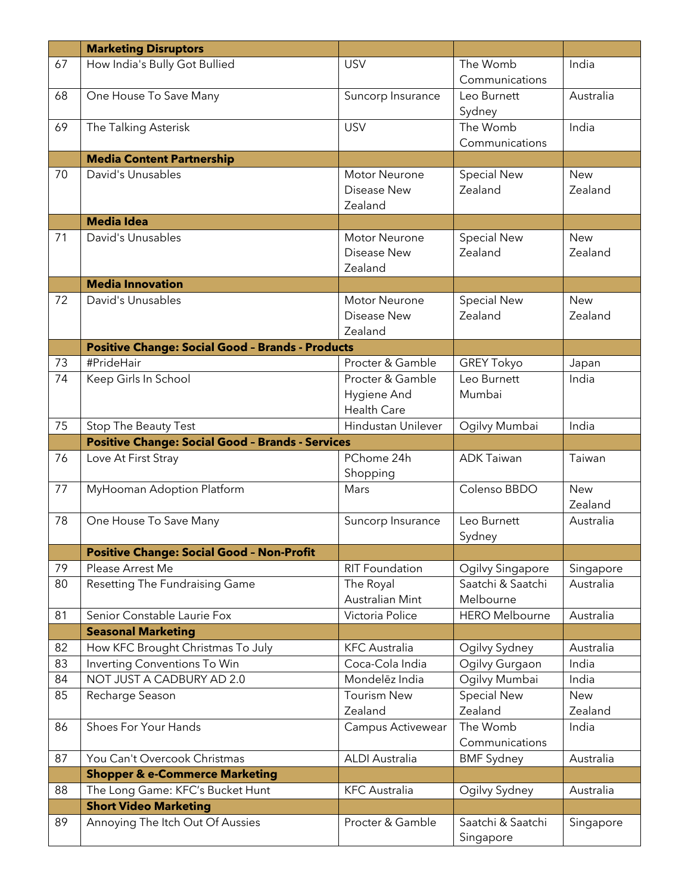| | Marketing Disruptors | | | |
|---|---|---|---|---|
| 67 | How India's Bully Got Bullied | USV | The Womb Communications | India |
| 68 | One House To Save Many | Suncorp Insurance | Leo Burnett Sydney | Australia |
| 69 | The Talking Asterisk | USV | The Womb Communications | India |
| | **Media Content Partnership** | | | |
| 70 | David's Unusables | Motor Neurone Disease New Zealand | Special New Zealand | New Zealand |
| | **Media Idea** | | | |
| 71 | David's Unusables | Motor Neurone Disease New Zealand | Special New Zealand | New Zealand |
| | **Media Innovation** | | | |
| 72 | David's Unusables | Motor Neurone Disease New Zealand | Special New Zealand | New Zealand |
| | **Positive Change: Social Good – Brands - Products** | | | |
| 73 | #PrideHair | Procter & Gamble | GREY Tokyo | Japan |
| 74 | Keep Girls In School | Procter & Gamble Hygiene And Health Care | Leo Burnett Mumbai | India |
| 75 | Stop The Beauty Test | Hindustan Unilever | Ogilvy Mumbai | India |
| | **Positive Change: Social Good – Brands - Services** | | | |
| 76 | Love At First Stray | PChome 24h Shopping | ADK Taiwan | Taiwan |
| 77 | MyHooman Adoption Platform | Mars | Colenso BBDO | New Zealand |
| 78 | One House To Save Many | Suncorp Insurance | Leo Burnett Sydney | Australia |
| | **Positive Change: Social Good – Non-Profit** | | | |
| 79 | Please Arrest Me | RIT Foundation | Ogilvy Singapore | Singapore |
| 80 | Resetting The Fundraising Game | The Royal Australian Mint | Saatchi & Saatchi Melbourne | Australia |
| 81 | Senior Constable Laurie Fox | Victoria Police | HERO Melbourne | Australia |
| | **Seasonal Marketing** | | | |
| 82 | How KFC Brought Christmas To July | KFC Australia | Ogilvy Sydney | Australia |
| 83 | Inverting Conventions To Win | Coca-Cola India | Ogilvy Gurgaon | India |
| 84 | NOT JUST A CADBURY AD 2.0 | Mondelēz India | Ogilvy Mumbai | India |
| 85 | Recharge Season | Tourism New Zealand | Special New Zealand | New Zealand |
| 86 | Shoes For Your Hands | Campus Activewear | The Womb Communications | India |
| 87 | You Can't Overcook Christmas | ALDI Australia | BMF Sydney | Australia |
| | **Shopper & e-Commerce Marketing** | | | |
| 88 | The Long Game: KFC's Bucket Hunt | KFC Australia | Ogilvy Sydney | Australia |
| | **Short Video Marketing** | | | |
| 89 | Annoying The Itch Out Of Aussies | Procter & Gamble | Saatchi & Saatchi Singapore | Singapore |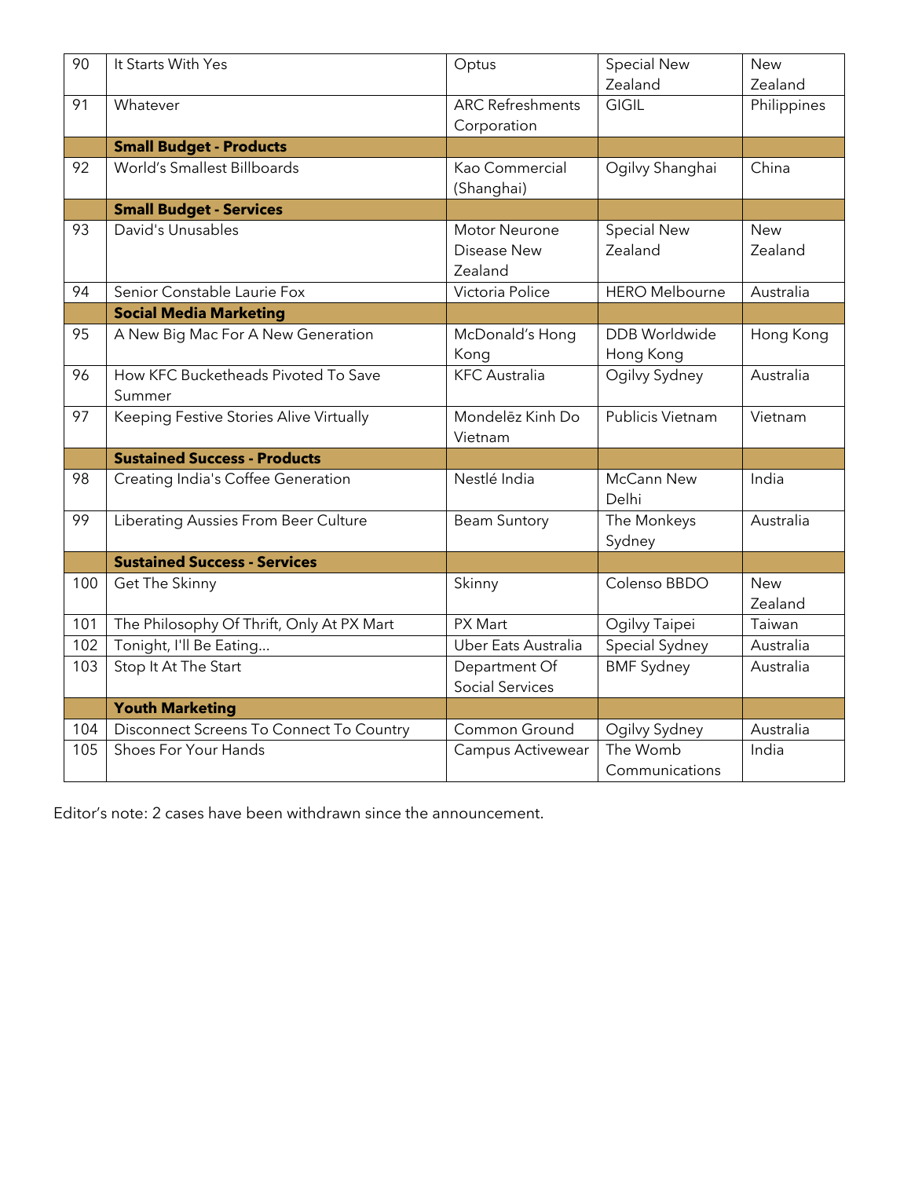| | | | | |
|---|---|---|---|---|
| 90 | It Starts With Yes | Optus | Special New Zealand | New Zealand |
| 91 | Whatever | ARC Refreshments Corporation | GIGIL | Philippines |
| | **Small Budget - Products** | | | |
| 92 | World's Smallest Billboards | Kao Commercial (Shanghai) | Ogilvy Shanghai | China |
| | **Small Budget - Services** | | | |
| 93 | David's Unusables | Motor Neurone Disease New Zealand | Special New Zealand | New Zealand |
| 94 | Senior Constable Laurie Fox | Victoria Police | HERO Melbourne | Australia |
| | **Social Media Marketing** | | | |
| 95 | A New Big Mac For A New Generation | McDonald's Hong Kong | DDB Worldwide Hong Kong | Hong Kong |
| 96 | How KFC Bucketheads Pivoted To Save Summer | KFC Australia | Ogilvy Sydney | Australia |
| 97 | Keeping Festive Stories Alive Virtually | Mondelēz Kinh Do Vietnam | Publicis Vietnam | Vietnam |
| | **Sustained Success - Products** | | | |
| 98 | Creating India's Coffee Generation | Nestlé India | McCann New Delhi | India |
| 99 | Liberating Aussies From Beer Culture | Beam Suntory | The Monkeys Sydney | Australia |
| | **Sustained Success - Services** | | | |
| 100 | Get The Skinny | Skinny | Colenso BBDO | New Zealand |
| 101 | The Philosophy Of Thrift, Only At PX Mart | PX Mart | Ogilvy Taipei | Taiwan |
| 102 | Tonight, I'll Be Eating... | Uber Eats Australia | Special Sydney | Australia |
| 103 | Stop It At The Start | Department Of Social Services | BMF Sydney | Australia |
| | **Youth Marketing** | | | |
| 104 | Disconnect Screens To Connect To Country | Common Ground | Ogilvy Sydney | Australia |
| 105 | Shoes For Your Hands | Campus Activewear | The Womb Communications | India |

Editor's note: 2 cases have been withdrawn since the announcement.